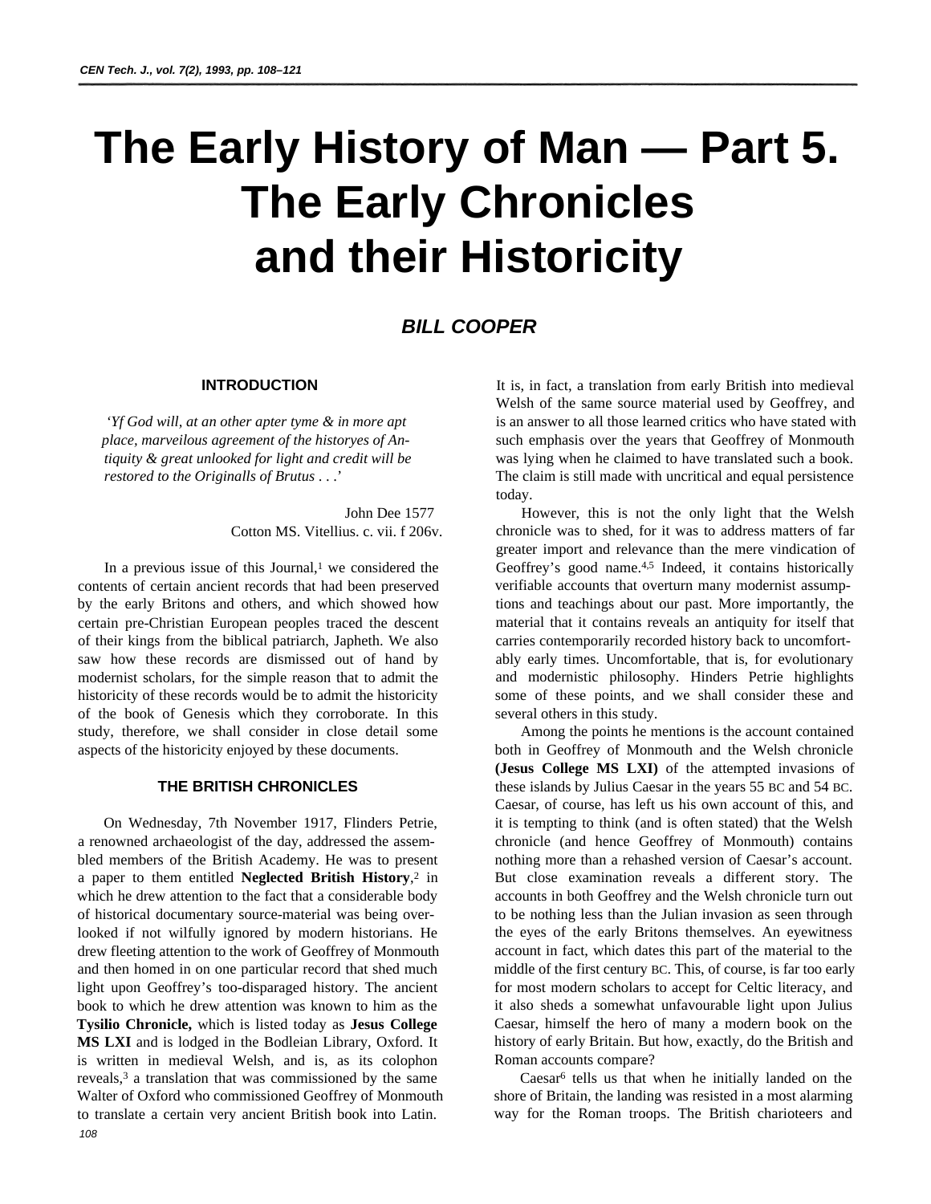# The Early History of Man — Part 5. The Early Chronicles and their Historicity

### BILL COOPER

## INTRODUCTION

> *'Yf God will, at an other apter tyme & in more apt place, marveilous agreement of the historyes of Antiquity & great unlooked for light and credit will be restored to the Originalls of Brutus . . .'*
>
> John Dee 1577
> Cotton MS. Vitellius. c. vii. f 206v.

In a previous issue of this Journal,[1] we considered the contents of certain ancient records that had been preserved by the early Britons and others, and which showed how certain pre-Christian European peoples traced the descent of their kings from the biblical patriarch, Japheth. We also saw how these records are dismissed out of hand by modernist scholars, for the simple reason that to admit the historicity of these records would be to admit the historicity of the book of Genesis which they corroborate. In this study, therefore, we shall consider in close detail some aspects of the historicity enjoyed by these documents.

## THE BRITISH CHRONICLES

On Wednesday, 7th November 1917, Flinders Petrie, a renowned archaeologist of the day, addressed the assembled members of the British Academy. He was to present a paper to them entitled **Neglected British History**,[2] in which he drew attention to the fact that a considerable body of historical documentary source-material was being overlooked if not wilfully ignored by modern historians. He drew fleeting attention to the work of Geoffrey of Monmouth and then homed in on one particular record that shed much light upon Geoffrey's too-disparaged history. The ancient book to which he drew attention was known to him as the **Tysilio Chronicle,** which is listed today as **Jesus College MS LXI** and is lodged in the Bodleian Library, Oxford. It is written in medieval Welsh, and is, as its colophon reveals,[3] a translation that was commissioned by the same Walter of Oxford who commissioned Geoffrey of Monmouth to translate a certain very ancient British book into Latin. It is, in fact, a translation from early British into medieval Welsh of the same source material used by Geoffrey, and is an answer to all those learned critics who have stated with such emphasis over the years that Geoffrey of Monmouth was lying when he claimed to have translated such a book. The claim is still made with uncritical and equal persistence today.

However, this is not the only light that the Welsh chronicle was to shed, for it was to address matters of far greater import and relevance than the mere vindication of Geoffrey's good name.[4,5] Indeed, it contains historically verifiable accounts that overturn many modernist assumptions and teachings about our past. More importantly, the material that it contains reveals an antiquity for itself that carries contemporarily recorded history back to uncomfortably early times. Uncomfortable, that is, for evolutionary and modernistic philosophy. Hinders Petrie highlights some of these points, and we shall consider these and several others in this study.

Among the points he mentions is the account contained both in Geoffrey of Monmouth and the Welsh chronicle **(Jesus College MS LXI)** of the attempted invasions of these islands by Julius Caesar in the years 55 BC and 54 BC. Caesar, of course, has left us his own account of this, and it is tempting to think (and is often stated) that the Welsh chronicle (and hence Geoffrey of Monmouth) contains nothing more than a rehashed version of Caesar's account. But close examination reveals a different story. The accounts in both Geoffrey and the Welsh chronicle turn out to be nothing less than the Julian invasion as seen through the eyes of the early Britons themselves. An eyewitness account in fact, which dates this part of the material to the middle of the first century BC. This, of course, is far too early for most modern scholars to accept for Celtic literacy, and it also sheds a somewhat unfavourable light upon Julius Caesar, himself the hero of many a modern book on the history of early Britain. But how, exactly, do the British and Roman accounts compare?

Caesar[6] tells us that when he initially landed on the shore of Britain, the landing was resisted in a most alarming way for the Roman troops. The British charioteers and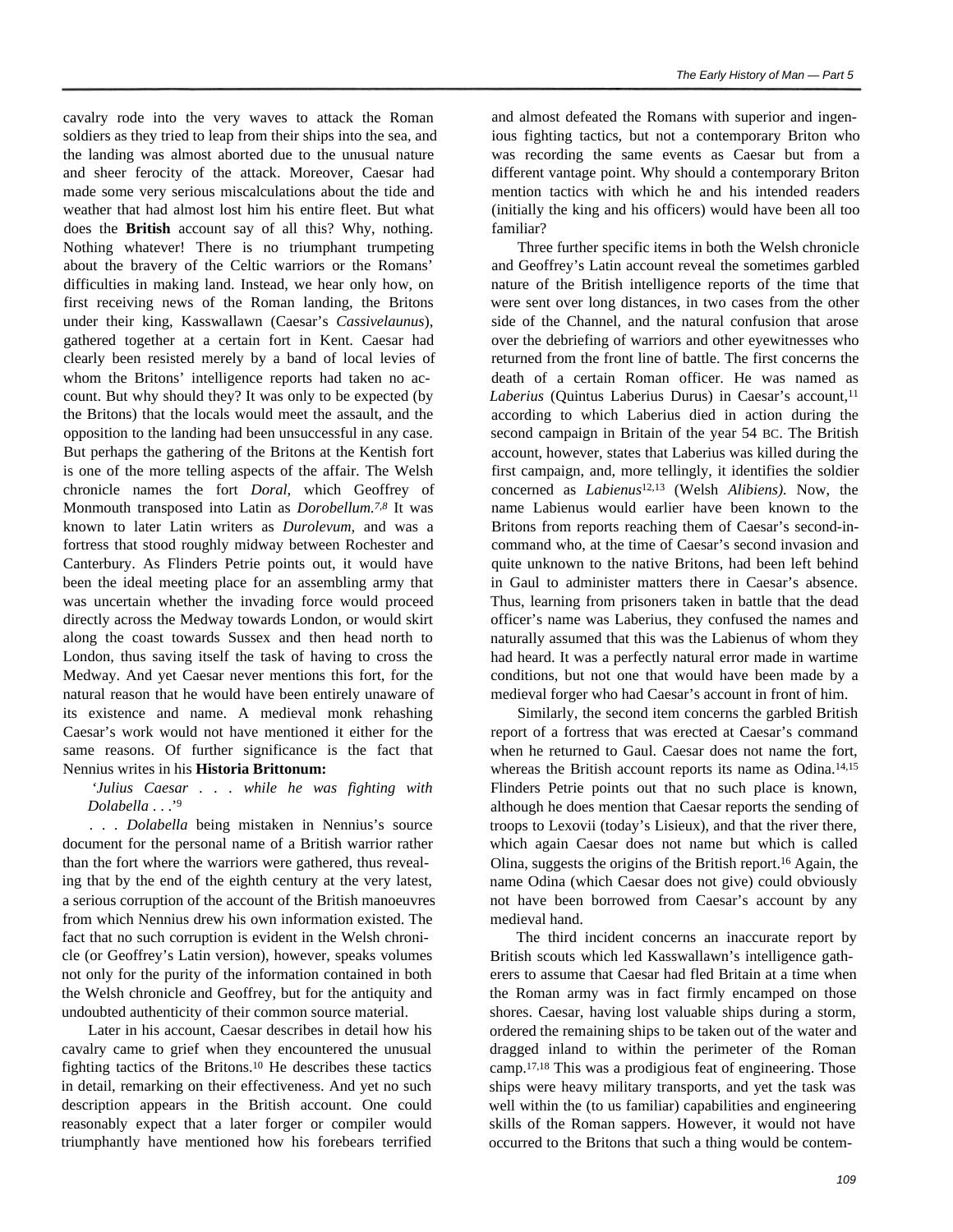cavalry rode into the very waves to attack the Roman soldiers as they tried to leap from their ships into the sea, and the landing was almost aborted due to the unusual nature and sheer ferocity of the attack. Moreover, Caesar had made some very serious miscalculations about the tide and weather that had almost lost him his entire fleet. But what does the **British** account say of all this? Why, nothing. Nothing whatever! There is no triumphant trumpeting about the bravery of the Celtic warriors or the Romans' difficulties in making land. Instead, we hear only how, on first receiving news of the Roman landing, the Britons under their king, Kasswallawn (Caesar's *Cassivelaunus*), gathered together at a certain fort in Kent. Caesar had clearly been resisted merely by a band of local levies of whom the Britons' intelligence reports had taken no account. But why should they? It was only to be expected (by the Britons) that the locals would meet the assault, and the opposition to the landing had been unsuccessful in any case. But perhaps the gathering of the Britons at the Kentish fort is one of the more telling aspects of the affair. The Welsh chronicle names the fort *Doral*, which Geoffrey of Monmouth transposed into Latin as *Dorobellum*.[7,8] It was known to later Latin writers as *Durolevum*, and was a fortress that stood roughly midway between Rochester and Canterbury. As Flinders Petrie points out, it would have been the ideal meeting place for an assembling army that was uncertain whether the invading force would proceed directly across the Medway towards London, or would skirt along the coast towards Sussex and then head north to London, thus saving itself the task of having to cross the Medway. And yet Caesar never mentions this fort, for the natural reason that he would have been entirely unaware of its existence and name. A medieval monk rehashing Caesar's work would not have mentioned it either for the same reasons. Of further significance is the fact that Nennius writes in his **Historia Brittonum:**

> '*Julius Caesar . . . while he was fighting with Dolabella* . . .'[9]

. . . *Dolabella* being mistaken in Nennius's source document for the personal name of a British warrior rather than the fort where the warriors were gathered, thus revealing that by the end of the eighth century at the very latest, a serious corruption of the account of the British manoeuvres from which Nennius drew his own information existed. The fact that no such corruption is evident in the Welsh chronicle (or Geoffrey's Latin version), however, speaks volumes not only for the purity of the information contained in both the Welsh chronicle and Geoffrey, but for the antiquity and undoubted authenticity of their common source material.

Later in his account, Caesar describes in detail how his cavalry came to grief when they encountered the unusual fighting tactics of the Britons.[10] He describes these tactics in detail, remarking on their effectiveness. And yet no such description appears in the British account. One could reasonably expect that a later forger or compiler would triumphantly have mentioned how his forebears terrified and almost defeated the Romans with superior and ingenious fighting tactics, but not a contemporary Briton who was recording the same events as Caesar but from a different vantage point. Why should a contemporary Briton mention tactics with which he and his intended readers (initially the king and his officers) would have been all too familiar?

Three further specific items in both the Welsh chronicle and Geoffrey's Latin account reveal the sometimes garbled nature of the British intelligence reports of the time that were sent over long distances, in two cases from the other side of the Channel, and the natural confusion that arose over the debriefing of warriors and other eyewitnesses who returned from the front line of battle. The first concerns the death of a certain Roman officer. He was named as *Laberius* (Quintus Laberius Durus) in Caesar's account,[11] according to which Laberius died in action during the second campaign in Britain of the year 54 BC. The British account, however, states that Laberius was killed during the first campaign, and, more tellingly, it identifies the soldier concerned as *Labienus*[12,13] (Welsh *Alibiens)*. Now, the name Labienus would earlier have been known to the Britons from reports reaching them of Caesar's second-in-command who, at the time of Caesar's second invasion and quite unknown to the native Britons, had been left behind in Gaul to administer matters there in Caesar's absence. Thus, learning from prisoners taken in battle that the dead officer's name was Laberius, they confused the names and naturally assumed that this was the Labienus of whom they had heard. It was a perfectly natural error made in wartime conditions, but not one that would have been made by a medieval forger who had Caesar's account in front of him.

Similarly, the second item concerns the garbled British report of a fortress that was erected at Caesar's command when he returned to Gaul. Caesar does not name the fort, whereas the British account reports its name as Odina.[14,15] Flinders Petrie points out that no such place is known, although he does mention that Caesar reports the sending of troops to Lexovii (today's Lisieux), and that the river there, which again Caesar does not name but which is called Olina, suggests the origins of the British report.[16] Again, the name Odina (which Caesar does not give) could obviously not have been borrowed from Caesar's account by any medieval hand.

The third incident concerns an inaccurate report by British scouts which led Kasswallawn's intelligence gatherers to assume that Caesar had fled Britain at a time when the Roman army was in fact firmly encamped on those shores. Caesar, having lost valuable ships during a storm, ordered the remaining ships to be taken out of the water and dragged inland to within the perimeter of the Roman camp.[17,18] This was a prodigious feat of engineering. Those ships were heavy military transports, and yet the task was well within the (to us familiar) capabilities and engineering skills of the Roman sappers. However, it would not have occurred to the Britons that such a thing would be contem-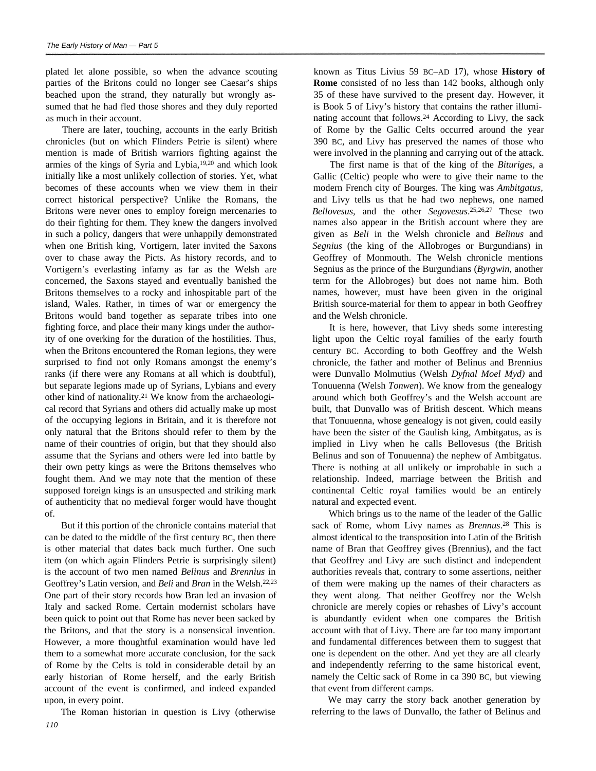plated let alone possible, so when the advance scouting parties of the Britons could no longer see Caesar's ships beached upon the strand, they naturally but wrongly assumed that he had fled those shores and they duly reported as much in their account.

There are later, touching, accounts in the early British chronicles (but on which Flinders Petrie is silent) where mention is made of British warriors fighting against the armies of the kings of Syria and Lybia,[19,20] and which look initially like a most unlikely collection of stories. Yet, what becomes of these accounts when we view them in their correct historical perspective? Unlike the Romans, the Britons were never ones to employ foreign mercenaries to do their fighting for them. They knew the dangers involved in such a policy, dangers that were unhappily demonstrated when one British king, Vortigern, later invited the Saxons over to chase away the Picts. As history records, and to Vortigern's everlasting infamy as far as the Welsh are concerned, the Saxons stayed and eventually banished the Britons themselves to a rocky and inhospitable part of the island, Wales. Rather, in times of war or emergency the Britons would band together as separate tribes into one fighting force, and place their many kings under the authority of one overking for the duration of the hostilities. Thus, when the Britons encountered the Roman legions, they were surprised to find not only Romans amongst the enemy's ranks (if there were any Romans at all which is doubtful), but separate legions made up of Syrians, Lybians and every other kind of nationality.[21] We know from the archaeological record that Syrians and others did actually make up most of the occupying legions in Britain, and it is therefore not only natural that the Britons should refer to them by the name of their countries of origin, but that they should also assume that the Syrians and others were led into battle by their own petty kings as were the Britons themselves who fought them. And we may note that the mention of these supposed foreign kings is an unsuspected and striking mark of authenticity that no medieval forger would have thought of.

But if this portion of the chronicle contains material that can be dated to the middle of the first century BC, then there is other material that dates back much further. One such item (on which again Flinders Petrie is surprisingly silent) is the account of two men named *Belinus* and *Brennius* in Geoffrey's Latin version, and *Beli* and *Bran* in the Welsh.[22,23] One part of their story records how Bran led an invasion of Italy and sacked Rome. Certain modernist scholars have been quick to point out that Rome has never been sacked by the Britons, and that the story is a nonsensical invention. However, a more thoughtful examination would have led them to a somewhat more accurate conclusion, for the sack of Rome by the Celts is told in considerable detail by an early historian of Rome herself, and the early British account of the event is confirmed, and indeed expanded upon, in every point.

The Roman historian in question is Livy (otherwise known as Titus Livius 59 BC–AD 17), whose **History of Rome** consisted of no less than 142 books, although only 35 of these have survived to the present day. However, it is Book 5 of Livy's history that contains the rather illuminating account that follows.[24] According to Livy, the sack of Rome by the Gallic Celts occurred around the year 390 BC, and Livy has preserved the names of those who were involved in the planning and carrying out of the attack.

The first name is that of the king of the *Bituriges*, a Gallic (Celtic) people who were to give their name to the modern French city of Bourges. The king was *Ambitgatus*, and Livy tells us that he had two nephews, one named *Bellovesus*, and the other *Segovesus*.[25,26,27] These two names also appear in the British account where they are given as *Beli* in the Welsh chronicle and *Belinus* and *Segnius* (the king of the Allobroges or Burgundians) in Geoffrey of Monmouth. The Welsh chronicle mentions Segnius as the prince of the Burgundians (*Byrgwin*, another term for the Allobroges) but does not name him. Both names, however, must have been given in the original British source-material for them to appear in both Geoffrey and the Welsh chronicle.

It is here, however, that Livy sheds some interesting light upon the Celtic royal families of the early fourth century BC. According to both Geoffrey and the Welsh chronicle, the father and mother of Belinus and Brennius were Dunvallo Molmutius (Welsh *Dyfnal Moel Myd)* and Tonuuenna (Welsh *Tonwen*). We know from the genealogy around which both Geoffrey's and the Welsh account are built, that Dunvallo was of British descent. Which means that Tonuuenna, whose genealogy is not given, could easily have been the sister of the Gaulish king, Ambitgatus, as is implied in Livy when he calls Bellovesus (the British Belinus and son of Tonuuenna) the nephew of Ambitgatus. There is nothing at all unlikely or improbable in such a relationship. Indeed, marriage between the British and continental Celtic royal families would be an entirely natural and expected event.

Which brings us to the name of the leader of the Gallic sack of Rome, whom Livy names as *Brennus*.[28] This is almost identical to the transposition into Latin of the British name of Bran that Geoffrey gives (Brennius), and the fact that Geoffrey and Livy are such distinct and independent authorities reveals that, contrary to some assertions, neither of them were making up the names of their characters as they went along. That neither Geoffrey nor the Welsh chronicle are merely copies or rehashes of Livy's account is abundantly evident when one compares the British account with that of Livy. There are far too many important and fundamental differences between them to suggest that one is dependent on the other. And yet they are all clearly and independently referring to the same historical event, namely the Celtic sack of Rome in ca 390 BC, but viewing that event from different camps.

We may carry the story back another generation by referring to the laws of Dunvallo, the father of Belinus and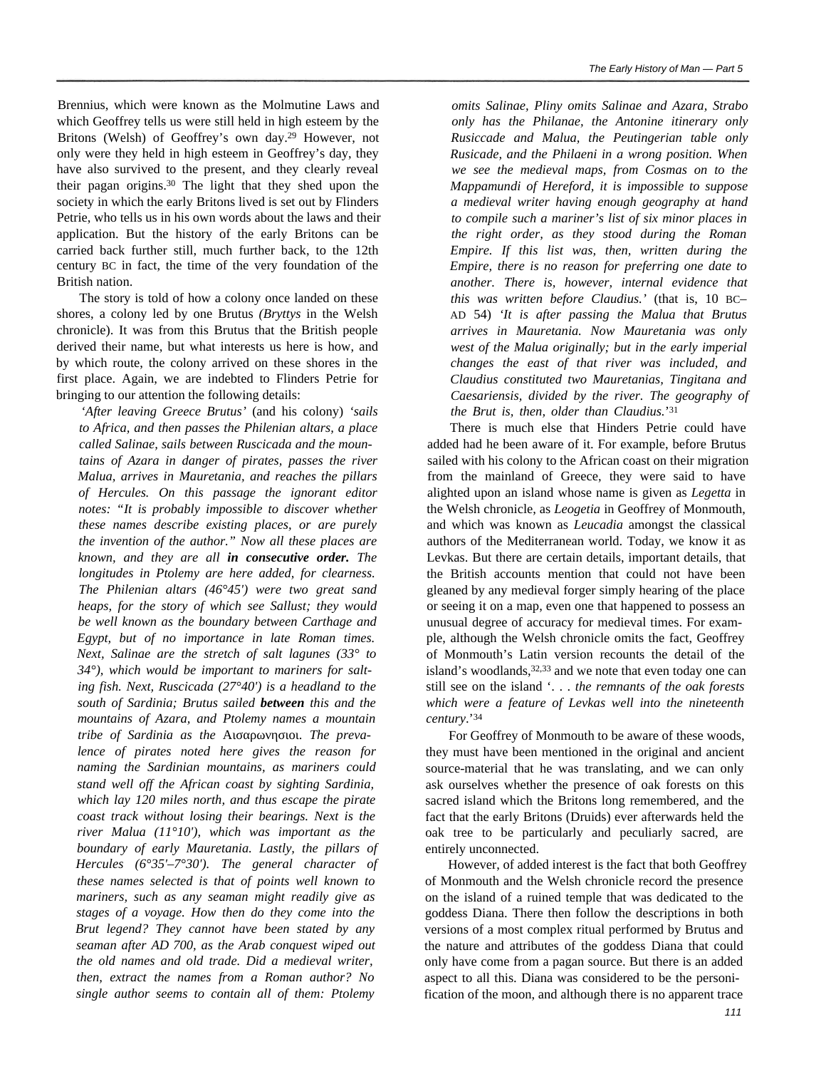Brennius, which were known as the Molmutine Laws and which Geoffrey tells us were still held in high esteem by the Britons (Welsh) of Geoffrey's own day.[29] However, not only were they held in high esteem in Geoffrey's day, they have also survived to the present, and they clearly reveal their pagan origins.[30] The light that they shed upon the society in which the early Britons lived is set out by Flinders Petrie, who tells us in his own words about the laws and their application. But the history of the early Britons can be carried back further still, much further back, to the 12th century BC in fact, the time of the very foundation of the British nation.

The story is told of how a colony once landed on these shores, a colony led by one Brutus *(Bryttys* in the Welsh chronicle). It was from this Brutus that the British people derived their name, but what interests us here is how, and by which route, the colony arrived on these shores in the first place. Again, we are indebted to Flinders Petrie for bringing to our attention the following details:

> *'After leaving Greece Brutus'* (and his colony) *'sails to Africa, and then passes the Philenian altars, a place called Salinae, sails between Ruscicada and the mountains of Azara in danger of pirates, passes the river Malua, arrives in Mauretania, and reaches the pillars of Hercules. On this passage the ignorant editor notes: "It is probably impossible to discover whether these names describe existing places, or are purely the invention of the author." Now all these places are known, and they are all* ***in consecutive order.*** *The longitudes in Ptolemy are here added, for clearness. The Philenian altars (46°45') were two great sand heaps, for the story of which see Sallust; they would be well known as the boundary between Carthage and Egypt, but of no importance in late Roman times. Next, Salinae are the stretch of salt lagunes (33° to 34°), which would be important to mariners for salting fish. Next, Ruscicada (27°40') is a headland to the south of Sardinia; Brutus sailed* ***between*** *this and the mountains of Azara, and Ptolemy names a mountain tribe of Sardinia as the* Αισαρωνησιοι. *The prevalence of pirates noted here gives the reason for naming the Sardinian mountains, as mariners could stand well off the African coast by sighting Sardinia, which lay 120 miles north, and thus escape the pirate coast track without losing their bearings. Next is the river Malua (11°10'), which was important as the boundary of early Mauretania. Lastly, the pillars of Hercules (6°35'–7°30'). The general character of these names selected is that of points well known to mariners, such as any seaman might readily give as stages of a voyage. How then do they come into the Brut legend? They cannot have been stated by any seaman after AD 700, as the Arab conquest wiped out the old names and old trade. Did a medieval writer, then, extract the names from a Roman author? No single author seems to contain all of them: Ptolemy omits Salinae, Pliny omits Salinae and Azara, Strabo only has the Philanae, the Antonine itinerary only Rusiccade and Malua, the Peutingerian table only Rusicade, and the Philaeni in a wrong position. When we see the medieval maps, from Cosmas on to the Mappamundi of Hereford, it is impossible to suppose a medieval writer having enough geography at hand to compile such a mariner's list of six minor places in the right order, as they stood during the Roman Empire. If this list was, then, written during the Empire, there is no reason for preferring one date to another. There is, however, internal evidence that this was written before Claudius.'* (that is, 10 BC–AD 54) *'It is after passing the Malua that Brutus arrives in Mauretania. Now Mauretania was only west of the Malua originally; but in the early imperial changes the east of that river was included, and Claudius constituted two Mauretanias, Tingitana and Caesariensis, divided by the river. The geography of the Brut is, then, older than Claudius.'*[31]

There is much else that Hinders Petrie could have added had he been aware of it. For example, before Brutus sailed with his colony to the African coast on their migration from the mainland of Greece, they were said to have alighted upon an island whose name is given as *Legetta* in the Welsh chronicle, as *Leogetia* in Geoffrey of Monmouth, and which was known as *Leucadia* amongst the classical authors of the Mediterranean world. Today, we know it as Levkas. But there are certain details, important details, that the British accounts mention that could not have been gleaned by any medieval forger simply hearing of the place or seeing it on a map, even one that happened to possess an unusual degree of accuracy for medieval times. For example, although the Welsh chronicle omits the fact, Geoffrey of Monmouth's Latin version recounts the detail of the island's woodlands,[32,33] and we note that even today one can still see on the island '. . . *the remnants of the oak forests which were a feature of Levkas well into the nineteenth century*.'[34]

For Geoffrey of Monmouth to be aware of these woods, they must have been mentioned in the original and ancient source-material that he was translating, and we can only ask ourselves whether the presence of oak forests on this sacred island which the Britons long remembered, and the fact that the early Britons (Druids) ever afterwards held the oak tree to be particularly and peculiarly sacred, are entirely unconnected.

However, of added interest is the fact that both Geoffrey of Monmouth and the Welsh chronicle record the presence on the island of a ruined temple that was dedicated to the goddess Diana. There then follow the descriptions in both versions of a most complex ritual performed by Brutus and the nature and attributes of the goddess Diana that could only have come from a pagan source. But there is an added aspect to all this. Diana was considered to be the personification of the moon, and although there is no apparent trace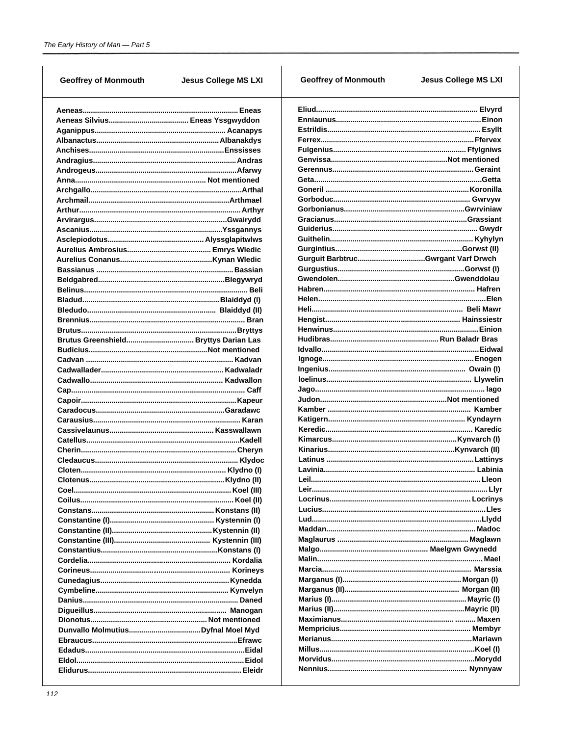| Geoffrey of Monmouth | Jesus College MS LXI |
|---|---|
| Aeneas | Eneas |
| Aeneas Silvius | Eneas Yssgwyddon |
| Aganippus | Acanapys |
| Albanactus | Albanakdys |
| Anchises | Enssisses |
| Andragius | Andras |
| Androgeus | Afarwy |
| Anna | Not mentioned |
| Archgallo | Arthal |
| Archmail | Arthmael |
| Arthur | Arthyr |
| Arvirargus | Gwairydd |
| Ascanius | Yssgannys |
| Asclepiodotus | Alyssglapitwlws |
| Aurelius Ambrosius | Emrys Wledic |
| Aurelius Conanus | Kynan Wledic |
| Bassianus | Bassian |
| Beldgabred | Blegywryd |
| Belinus | Beli |
| Bladud | Blaiddyd (I) |
| Bledudo | Blaiddyd (II) |
| Brennius | Bran |
| Brutus | Bryttys |
| Brutus Greenshield | Bryttys Darian Las |
| Budicius | Not mentioned |
| Cadvan | Kadvan |
| Cadwallader | Kadwaladr |
| Cadwallo | Kadwallon |
| Cap | Caff |
| Capoir | Kapeur |
| Caradocus | Garadawc |
| Carausius | Karan |
| Cassivelaunus | Kasswallawn |
| Catellus | Kadell |
| Cherin | Cheryn |
| Cledaucus | Klydoc |
| Cloten | Klydno (I) |
| Clotenus | Klydno (II) |
| Coel | Koel (III) |
| Coilus | Koel (II) |
| Constans | Konstans (II) |
| Constantine (I) | Kystennin (I) |
| Constantine (II) | Kystennin (II) |
| Constantine (III) | Kystennin (III) |
| Constantius | Konstans (I) |
| Cordelia | Kordalia |
| Corineus | Korineys |
| Cunedagius | Kynedda |
| Cymbeline | Kynvelyn |
| Danius | Daned |
| Digueillus | Manogan |
| Dionotus | Not mentioned |
| Dunvallo Molmutius | Dyfnal Moel Myd |
| Ebraucus | Efrawc |
| Edadus | Eidal |
| Eldol | Eidol |
| Elidurus | Eleidr |
| Eliud | Elvyrd |
| Enniaunus | Einon |
| Estrildis | Esyllt |
| Ferrex | Ffervex |
| Fulgenius | Ffylgniws |
| Genvissa | Not mentioned |
| Gerennus | Geraint |
| Geta | Getta |
| Goneril | Koronilla |
| Gorboduc | Gwrvyw |
| Gorbonianus | Gwrviniaw |
| Gracianus | Grassiant |
| Guiderius | Gwydr |
| Guithelin | Kyhylyn |
| Gurgintius | Gorwst (II) |
| Gurguit Barbtruc | Gwrgant Varf Drwch |
| Gurgustius | Gorwst (I) |
| Gwendolen | Gwenddolau |
| Habren | Hafren |
| Helen | Elen |
| Heli | Beli Mawr |
| Hengist | Hainssiestr |
| Henwinus | Einion |
| Hudibras | Run Baladr Bras |
| Idvallo | Eidwal |
| Ignoge | Enogen |
| Ingenius | Owain (I) |
| Ioelinus | Llywelin |
| Jago | Iago |
| Judon | Not mentioned |
| Kamber | Kamber |
| Katigern | Kyndayrn |
| Keredic | Karedic |
| Kimarcus | Kynvarch (I) |
| Kinarius | Kynvarch (II) |
| Latinus | Lattinys |
| Lavinia | Labinia |
| Leil | Lleon |
| Leir | Llyr |
| Locrinus | Locrinys |
| Lucius | Lles |
| Lud | Llydd |
| Maddan | Madoc |
| Maglaurus | Maglawn |
| Malgo | Maelgwn Gwynedd |
| Malin | Mael |
| Marcia | Marssia |
| Marganus (I) | Morgan (I) |
| Marganus (II) | Morgan (II) |
| Marius (I) | Mayric (I) |
| Marius (II) | Mayric (II) |
| Maximianus | Maxen |
| Mempricius | Membyr |
| Merianus | Mariawn |
| Millus | Koel (I) |
| Morvidus | Morydd |
| Nennius | Nynnyaw |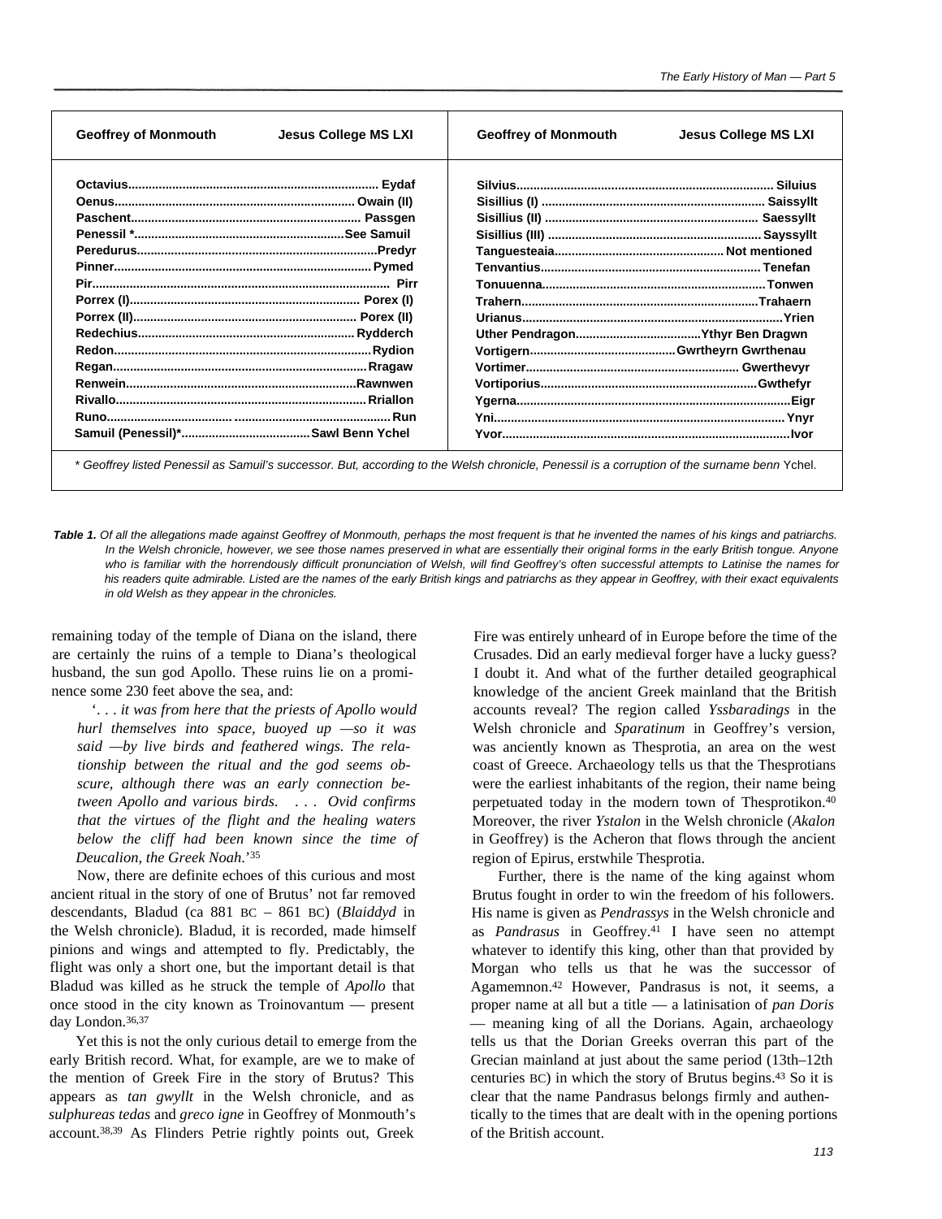| Geoffrey of Monmouth | Jesus College MS LXI | Geoffrey of Monmouth | Jesus College MS LXI |
|---|---|---|---|
| Octavius | Eydaf | Silvius | Siluius |
| Oenus | Owain (II) | Sisillius (I) | Saissyllt |
| Paschent | Passgen | Sisillius (II) | Saessyllt |
| Penessil * | See Samuil | Sisillius (III) | Sayssyllt |
| Peredurus | Predyr | Tanguesteaia | Not mentioned |
| Pinner | Pymed | Tenvantius | Tenefan |
| Pir | Pirr | Tonuuenna | Tonwen |
| Porrex (I) | Porex (I) | Trahern | Trahaern |
| Porrex (II) | Porex (II) | Urianus | Yrien |
| Redechius | Rydderch | Uther Pendragon | Ythyr Ben Dragwn |
| Redon | Rydion | Vortigern | Gwrtheyrn Gwrthenau |
| Regan | Rragaw | Vortimer | Gwerthevyr |
| Renwein | Rawnwen | Vortiporius | Gwthefyr |
| Rivallo | Rriallon | Ygerna | Eigr |
| Runo | Run | Yni | Ynyr |
| Samuil (Penessil)* | Sawl Benn Ychel | Yvor | Ivor |

*\* Geoffrey listed Penessil as Samuil's successor. But, according to the Welsh chronicle, Penessil is a corruption of the surname benn* Ychel.

***Table 1.*** *Of all the allegations made against Geoffrey of Monmouth, perhaps the most frequent is that he invented the names of his kings and patriarchs. In the Welsh chronicle, however, we see those names preserved in what are essentially their original forms in the early British tongue. Anyone who is familiar with the horrendously difficult pronunciation of Welsh, will find Geoffrey's often successful attempts to Latinise the names for his readers quite admirable. Listed are the names of the early British kings and patriarchs as they appear in Geoffrey, with their exact equivalents in old Welsh as they appear in the chronicles.*

remaining today of the temple of Diana on the island, there are certainly the ruins of a temple to Diana's theological husband, the sun god Apollo. These ruins lie on a prominence some 230 feet above the sea, and:

> '*. . . it was from here that the priests of Apollo would hurl themselves into space, buoyed up —so it was said —by live birds and feathered wings. The relationship between the ritual and the god seems obscure, although there was an early connection between Apollo and various birds. . . . Ovid confirms that the virtues of the flight and the healing waters below the cliff had been known since the time of Deucalion, the Greek Noah.*'[35]

Now, there are definite echoes of this curious and most ancient ritual in the story of one of Brutus' not far removed descendants, Bladud (ca 881 BC – 861 BC) (*Blaiddyd* in the Welsh chronicle). Bladud, it is recorded, made himself pinions and wings and attempted to fly. Predictably, the flight was only a short one, but the important detail is that Bladud was killed as he struck the temple of *Apollo* that once stood in the city known as Troinovantum — present day London.[36,37]

Yet this is not the only curious detail to emerge from the early British record. What, for example, are we to make of the mention of Greek Fire in the story of Brutus? This appears as *tan gwyllt* in the Welsh chronicle, and as *sulphureas tedas* and *greco igne* in Geoffrey of Monmouth's account.[38,39] As Flinders Petrie rightly points out, Greek Fire was entirely unheard of in Europe before the time of the Crusades. Did an early medieval forger have a lucky guess? I doubt it. And what of the further detailed geographical knowledge of the ancient Greek mainland that the British accounts reveal? The region called *Yssbaradings* in the Welsh chronicle and *Sparatinum* in Geoffrey's version, was anciently known as Thesprotia, an area on the west coast of Greece. Archaeology tells us that the Thesprotians were the earliest inhabitants of the region, their name being perpetuated today in the modern town of Thesprotikon.[40] Moreover, the river *Ystalon* in the Welsh chronicle (*Akalon* in Geoffrey) is the Acheron that flows through the ancient region of Epirus, erstwhile Thesprotia.

Further, there is the name of the king against whom Brutus fought in order to win the freedom of his followers. His name is given as *Pendrassys* in the Welsh chronicle and as *Pandrasus* in Geoffrey.[41] I have seen no attempt whatever to identify this king, other than that provided by Morgan who tells us that he was the successor of Agamemnon.[42] However, Pandrasus is not, it seems, a proper name at all but a title — a latinisation of *pan Doris* — meaning king of all the Dorians. Again, archaeology tells us that the Dorian Greeks overran this part of the Grecian mainland at just about the same period (13th–12th centuries BC) in which the story of Brutus begins.[43] So it is clear that the name Pandrasus belongs firmly and authentically to the times that are dealt with in the opening portions of the British account.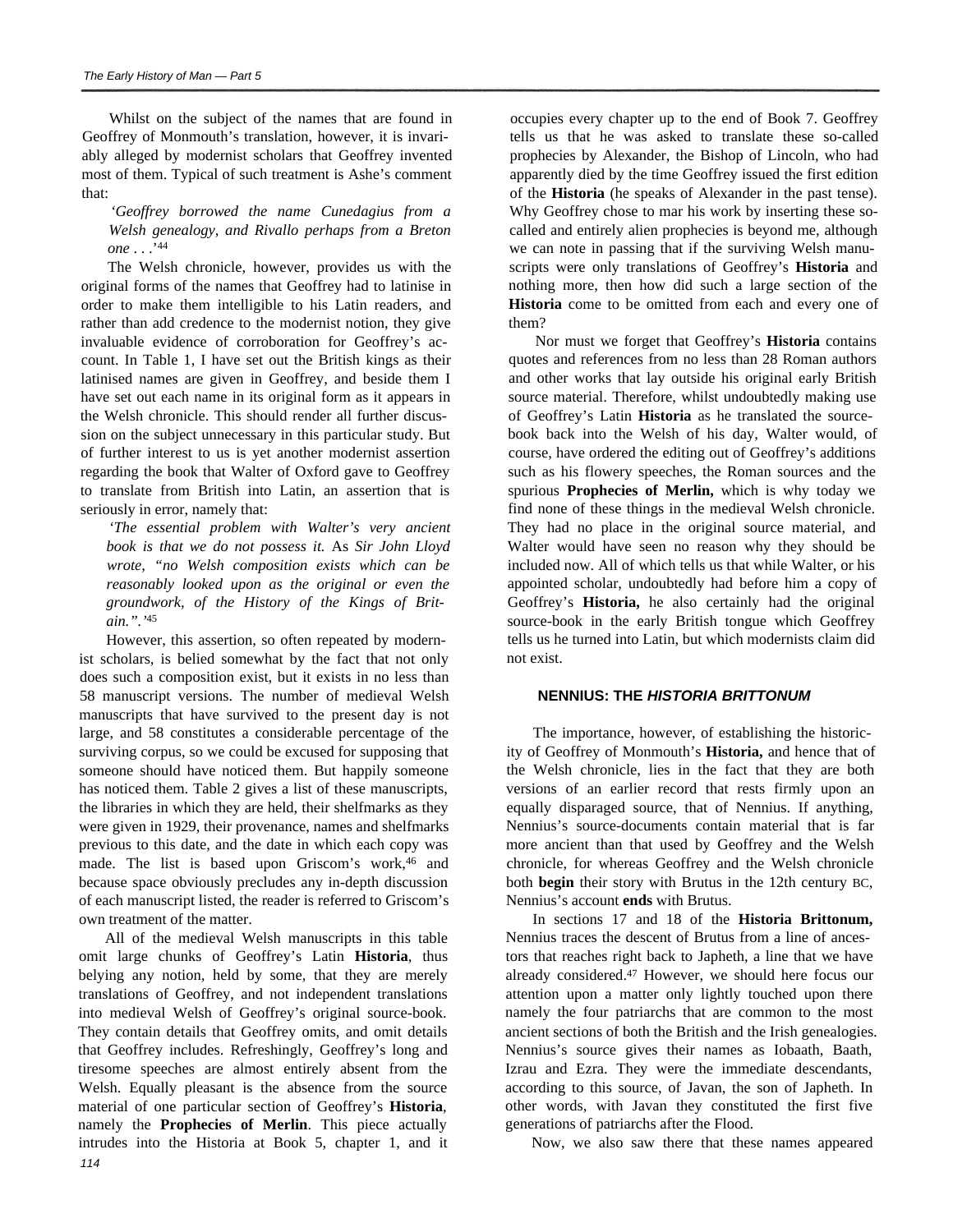Whilst on the subject of the names that are found in Geoffrey of Monmouth's translation, however, it is invariably alleged by modernist scholars that Geoffrey invented most of them. Typical of such treatment is Ashe's comment that:

> *'Geoffrey borrowed the name Cunedagius from a Welsh genealogy, and Rivallo perhaps from a Breton one . . .'*[44]

The Welsh chronicle, however, provides us with the original forms of the names that Geoffrey had to latinise in order to make them intelligible to his Latin readers, and rather than add credence to the modernist notion, they give invaluable evidence of corroboration for Geoffrey's account. In Table 1, I have set out the British kings as their latinised names are given in Geoffrey, and beside them I have set out each name in its original form as it appears in the Welsh chronicle. This should render all further discussion on the subject unnecessary in this particular study. But of further interest to us is yet another modernist assertion regarding the book that Walter of Oxford gave to Geoffrey to translate from British into Latin, an assertion that is seriously in error, namely that:

> *'The essential problem with Walter's very ancient book is that we do not possess it.* As *Sir John Lloyd wrote, "no Welsh composition exists which can be reasonably looked upon as the original or even the groundwork, of the History of the Kings of Britain.".'*[45]

However, this assertion, so often repeated by modernist scholars, is belied somewhat by the fact that not only does such a composition exist, but it exists in no less than 58 manuscript versions. The number of medieval Welsh manuscripts that have survived to the present day is not large, and 58 constitutes a considerable percentage of the surviving corpus, so we could be excused for supposing that someone should have noticed them. But happily someone has noticed them. Table 2 gives a list of these manuscripts, the libraries in which they are held, their shelfmarks as they were given in 1929, their provenance, names and shelfmarks previous to this date, and the date in which each copy was made. The list is based upon Griscom's work,[46] and because space obviously precludes any in-depth discussion of each manuscript listed, the reader is referred to Griscom's own treatment of the matter.

All of the medieval Welsh manuscripts in this table omit large chunks of Geoffrey's Latin **Historia**, thus belying any notion, held by some, that they are merely translations of Geoffrey, and not independent translations into medieval Welsh of Geoffrey's original source-book. They contain details that Geoffrey omits, and omit details that Geoffrey includes. Refreshingly, Geoffrey's long and tiresome speeches are almost entirely absent from the Welsh. Equally pleasant is the absence from the source material of one particular section of Geoffrey's **Historia**, namely the **Prophecies of Merlin**. This piece actually intrudes into the Historia at Book 5, chapter 1, and it occupies every chapter up to the end of Book 7. Geoffrey tells us that he was asked to translate these so-called prophecies by Alexander, the Bishop of Lincoln, who had apparently died by the time Geoffrey issued the first edition of the **Historia** (he speaks of Alexander in the past tense). Why Geoffrey chose to mar his work by inserting these so-called and entirely alien prophecies is beyond me, although we can note in passing that if the surviving Welsh manuscripts were only translations of Geoffrey's **Historia** and nothing more, then how did such a large section of the **Historia** come to be omitted from each and every one of them?

Nor must we forget that Geoffrey's **Historia** contains quotes and references from no less than 28 Roman authors and other works that lay outside his original early British source material. Therefore, whilst undoubtedly making use of Geoffrey's Latin **Historia** as he translated the source-book back into the Welsh of his day, Walter would, of course, have ordered the editing out of Geoffrey's additions such as his flowery speeches, the Roman sources and the spurious **Prophecies of Merlin,** which is why today we find none of these things in the medieval Welsh chronicle. They had no place in the original source material, and Walter would have seen no reason why they should be included now. All of which tells us that while Walter, or his appointed scholar, undoubtedly had before him a copy of Geoffrey's **Historia,** he also certainly had the original source-book in the early British tongue which Geoffrey tells us he turned into Latin, but which modernists claim did not exist.

## NENNIUS: THE *HISTORIA BRITTONUM*

The importance, however, of establishing the historicity of Geoffrey of Monmouth's **Historia,** and hence that of the Welsh chronicle, lies in the fact that they are both versions of an earlier record that rests firmly upon an equally disparaged source, that of Nennius. If anything, Nennius's source-documents contain material that is far more ancient than that used by Geoffrey and the Welsh chronicle, for whereas Geoffrey and the Welsh chronicle both **begin** their story with Brutus in the 12th century BC, Nennius's account **ends** with Brutus.

In sections 17 and 18 of the **Historia Brittonum,** Nennius traces the descent of Brutus from a line of ancestors that reaches right back to Japheth, a line that we have already considered.[47] However, we should here focus our attention upon a matter only lightly touched upon there namely the four patriarchs that are common to the most ancient sections of both the British and the Irish genealogies. Nennius's source gives their names as Iobaath, Baath, Izrau and Ezra. They were the immediate descendants, according to this source, of Javan, the son of Japheth. In other words, with Javan they constituted the first five generations of patriarchs after the Flood.

Now, we also saw there that these names appeared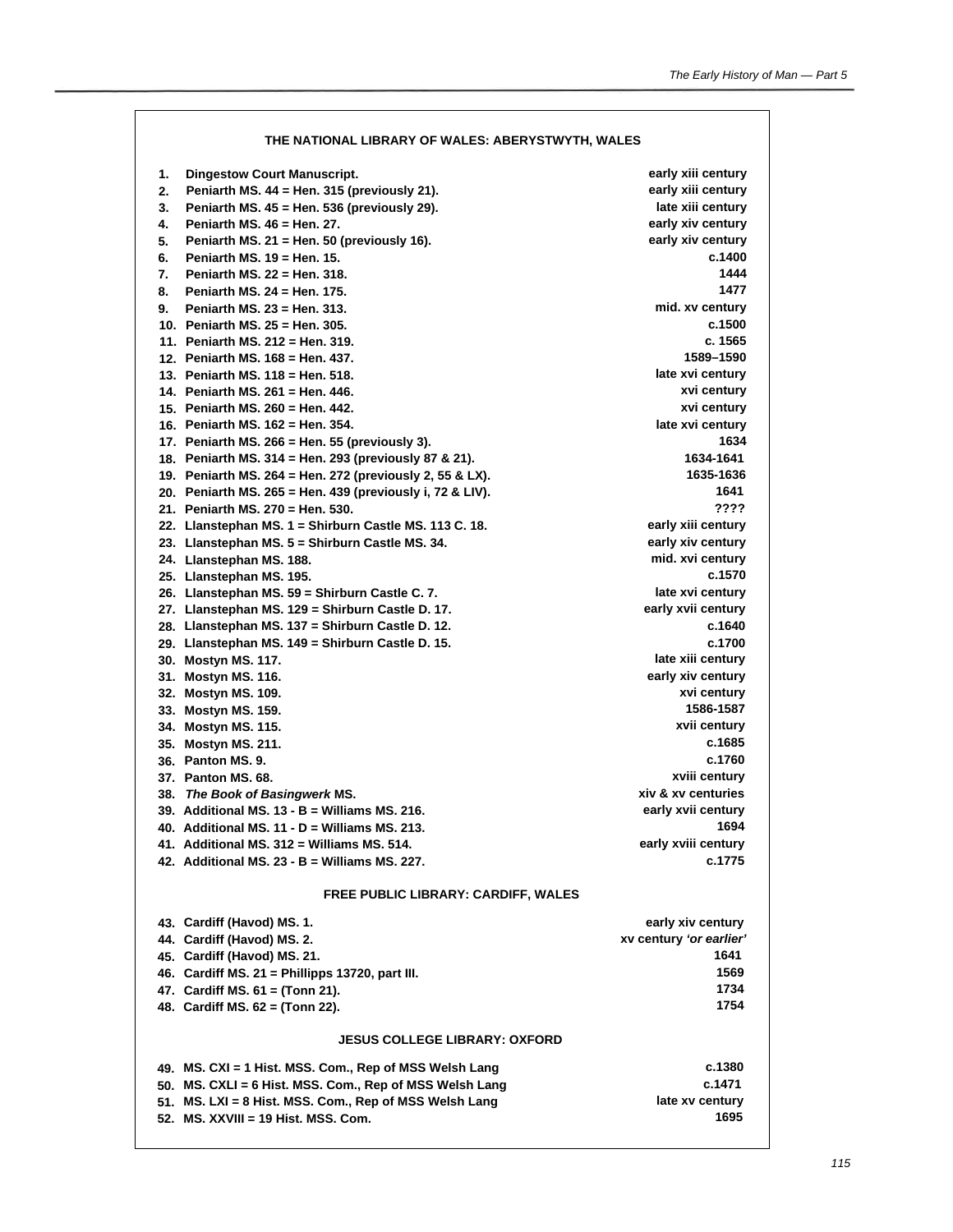### THE NATIONAL LIBRARY OF WALES: ABERYSTWYTH, WALES

| | | |
|---|---|---|
| 1. | Dingestow Court Manuscript. | early xiii century |
| 2. | Peniarth MS. 44 = Hen. 315 (previously 21). | early xiii century |
| 3. | Peniarth MS. 45 = Hen. 536 (previously 29). | late xiii century |
| 4. | Peniarth MS. 46 = Hen. 27. | early xiv century |
| 5. | Peniarth MS. 21 = Hen. 50 (previously 16). | early xiv century |
| 6. | Peniarth MS. 19 = Hen. 15. | c.1400 |
| 7. | Peniarth MS. 22 = Hen. 318. | 1444 |
| 8. | Peniarth MS. 24 = Hen. 175. | 1477 |
| 9. | Peniarth MS. 23 = Hen. 313. | mid. xv century |
| 10. | Peniarth MS. 25 = Hen. 305. | c.1500 |
| 11. | Peniarth MS. 212 = Hen. 319. | c. 1565 |
| 12. | Peniarth MS. 168 = Hen. 437. | 1589–1590 |
| 13. | Peniarth MS. 118 = Hen. 518. | late xvi century |
| 14. | Peniarth MS. 261 = Hen. 446. | xvi century |
| 15. | Peniarth MS. 260 = Hen. 442. | xvi century |
| 16. | Peniarth MS. 162 = Hen. 354. | late xvi century |
| 17. | Peniarth MS. 266 = Hen. 55 (previously 3). | 1634 |
| 18. | Peniarth MS. 314 = Hen. 293 (previously 87 & 21). | 1634-1641 |
| 19. | Peniarth MS. 264 = Hen. 272 (previously 2, 55 & LX). | 1635-1636 |
| 20. | Peniarth MS. 265 = Hen. 439 (previously i, 72 & LIV). | 1641 |
| 21. | Peniarth MS. 270 = Hen. 530. | ???? |
| 22. | Llanstephan MS. 1 = Shirburn Castle MS. 113 C. 18. | early xiii century |
| 23. | Llanstephan MS. 5 = Shirburn Castle MS. 34. | early xiv century |
| 24. | Llanstephan MS. 188. | mid. xvi century |
| 25. | Llanstephan MS. 195. | c.1570 |
| 26. | Llanstephan MS. 59 = Shirburn Castle C. 7. | late xvi century |
| 27. | Llanstephan MS. 129 = Shirburn Castle D. 17. | early xvii century |
| 28. | Llanstephan MS. 137 = Shirburn Castle D. 12. | c.1640 |
| 29. | Llanstephan MS. 149 = Shirburn Castle D. 15. | c.1700 |
| 30. | Mostyn MS. 117. | late xiii century |
| 31. | Mostyn MS. 116. | early xiv century |
| 32. | Mostyn MS. 109. | xvi century |
| 33. | Mostyn MS. 159. | 1586-1587 |
| 34. | Mostyn MS. 115. | xvii century |
| 35. | Mostyn MS. 211. | c.1685 |
| 36. | Panton MS. 9. | c.1760 |
| 37. | Panton MS. 68. | xviii century |
| 38. | *The Book of Basingwerk* MS. | xiv & xv centuries |
| 39. | Additional MS. 13 - B = Williams MS. 216. | early xvii century |
| 40. | Additional MS. 11 - D = Williams MS. 213. | 1694 |
| 41. | Additional MS. 312 = Williams MS. 514. | early xviii century |
| 42. | Additional MS. 23 - B = Williams MS. 227. | c.1775 |

### FREE PUBLIC LIBRARY: CARDIFF, WALES

| | | |
|---|---|---|
| 43. | Cardiff (Havod) MS. 1. | early xiv century |
| 44. | Cardiff (Havod) MS. 2. | xv century *'or earlier'* |
| 45. | Cardiff (Havod) MS. 21. | 1641 |
| 46. | Cardiff MS. 21 = Phillipps 13720, part III. | 1569 |
| 47. | Cardiff MS. 61 = (Tonn 21). | 1734 |
| 48. | Cardiff MS. 62 = (Tonn 22). | 1754 |

### JESUS COLLEGE LIBRARY: OXFORD

| | | |
|---|---|---|
| 49. | MS. CXI = 1 Hist. MSS. Com., Rep of MSS Welsh Lang | c.1380 |
| 50. | MS. CXLI = 6 Hist. MSS. Com., Rep of MSS Welsh Lang | c.1471 |
| 51. | MS. LXI = 8 Hist. MSS. Com., Rep of MSS Welsh Lang | late xv century |
| 52. | MS. XXVIII = 19 Hist. MSS. Com. | 1695 |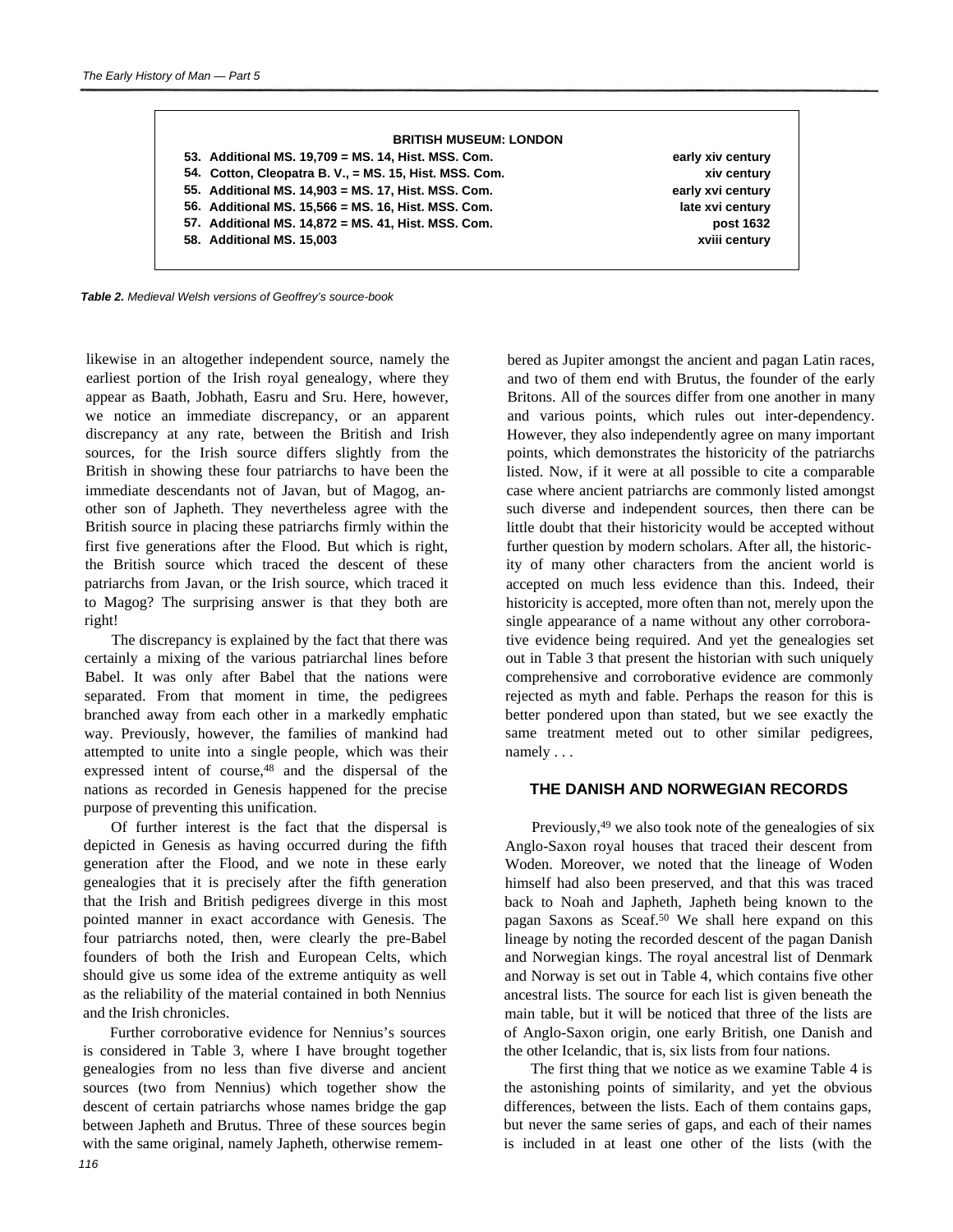| BRITISH MUSEUM: LONDON | |
|---|---|
| 53. Additional MS. 19,709 = MS. 14, Hist. MSS. Com. | early xiv century |
| 54. Cotton, Cleopatra B. V., = MS. 15, Hist. MSS. Com. | xiv century |
| 55. Additional MS. 14,903 = MS. 17, Hist. MSS. Com. | early xvi century |
| 56. Additional MS. 15,566 = MS. 16, Hist. MSS. Com. | late xvi century |
| 57. Additional MS. 14,872 = MS. 41, Hist. MSS. Com. | post 1632 |
| 58. Additional MS. 15,003 | xviii century |

***Table 2.*** *Medieval Welsh versions of Geoffrey's source-book*

likewise in an altogether independent source, namely the earliest portion of the Irish royal genealogy, where they appear as Baath, Jobhath, Easru and Sru. Here, however, we notice an immediate discrepancy, or an apparent discrepancy at any rate, between the British and Irish sources, for the Irish source differs slightly from the British in showing these four patriarchs to have been the immediate descendants not of Javan, but of Magog, another son of Japheth. They nevertheless agree with the British source in placing these patriarchs firmly within the first five generations after the Flood. But which is right, the British source which traced the descent of these patriarchs from Javan, or the Irish source, which traced it to Magog? The surprising answer is that they both are right!

The discrepancy is explained by the fact that there was certainly a mixing of the various patriarchal lines before Babel. It was only after Babel that the nations were separated. From that moment in time, the pedigrees branched away from each other in a markedly emphatic way. Previously, however, the families of mankind had attempted to unite into a single people, which was their expressed intent of course,[48] and the dispersal of the nations as recorded in Genesis happened for the precise purpose of preventing this unification.

Of further interest is the fact that the dispersal is depicted in Genesis as having occurred during the fifth generation after the Flood, and we note in these early genealogies that it is precisely after the fifth generation that the Irish and British pedigrees diverge in this most pointed manner in exact accordance with Genesis. The four patriarchs noted, then, were clearly the pre-Babel founders of both the Irish and European Celts, which should give us some idea of the extreme antiquity as well as the reliability of the material contained in both Nennius and the Irish chronicles.

Further corroborative evidence for Nennius's sources is considered in Table 3, where I have brought together genealogies from no less than five diverse and ancient sources (two from Nennius) which together show the descent of certain patriarchs whose names bridge the gap between Japheth and Brutus. Three of these sources begin with the same original, namely Japheth, otherwise remembered as Jupiter amongst the ancient and pagan Latin races, and two of them end with Brutus, the founder of the early Britons. All of the sources differ from one another in many and various points, which rules out inter-dependency. However, they also independently agree on many important points, which demonstrates the historicity of the patriarchs listed. Now, if it were at all possible to cite a comparable case where ancient patriarchs are commonly listed amongst such diverse and independent sources, then there can be little doubt that their historicity would be accepted without further question by modern scholars. After all, the historicity of many other characters from the ancient world is accepted on much less evidence than this. Indeed, their historicity is accepted, more often than not, merely upon the single appearance of a name without any other corroborative evidence being required. And yet the genealogies set out in Table 3 that present the historian with such uniquely comprehensive and corroborative evidence are commonly rejected as myth and fable. Perhaps the reason for this is better pondered upon than stated, but we see exactly the same treatment meted out to other similar pedigrees, namely . . .

## THE DANISH AND NORWEGIAN RECORDS

Previously,[49] we also took note of the genealogies of six Anglo-Saxon royal houses that traced their descent from Woden. Moreover, we noted that the lineage of Woden himself had also been preserved, and that this was traced back to Noah and Japheth, Japheth being known to the pagan Saxons as Sceaf.[50] We shall here expand on this lineage by noting the recorded descent of the pagan Danish and Norwegian kings. The royal ancestral list of Denmark and Norway is set out in Table 4, which contains five other ancestral lists. The source for each list is given beneath the main table, but it will be noticed that three of the lists are of Anglo-Saxon origin, one early British, one Danish and the other Icelandic, that is, six lists from four nations.

The first thing that we notice as we examine Table 4 is the astonishing points of similarity, and yet the obvious differences, between the lists. Each of them contains gaps, but never the same series of gaps, and each of their names is included in at least one other of the lists (with the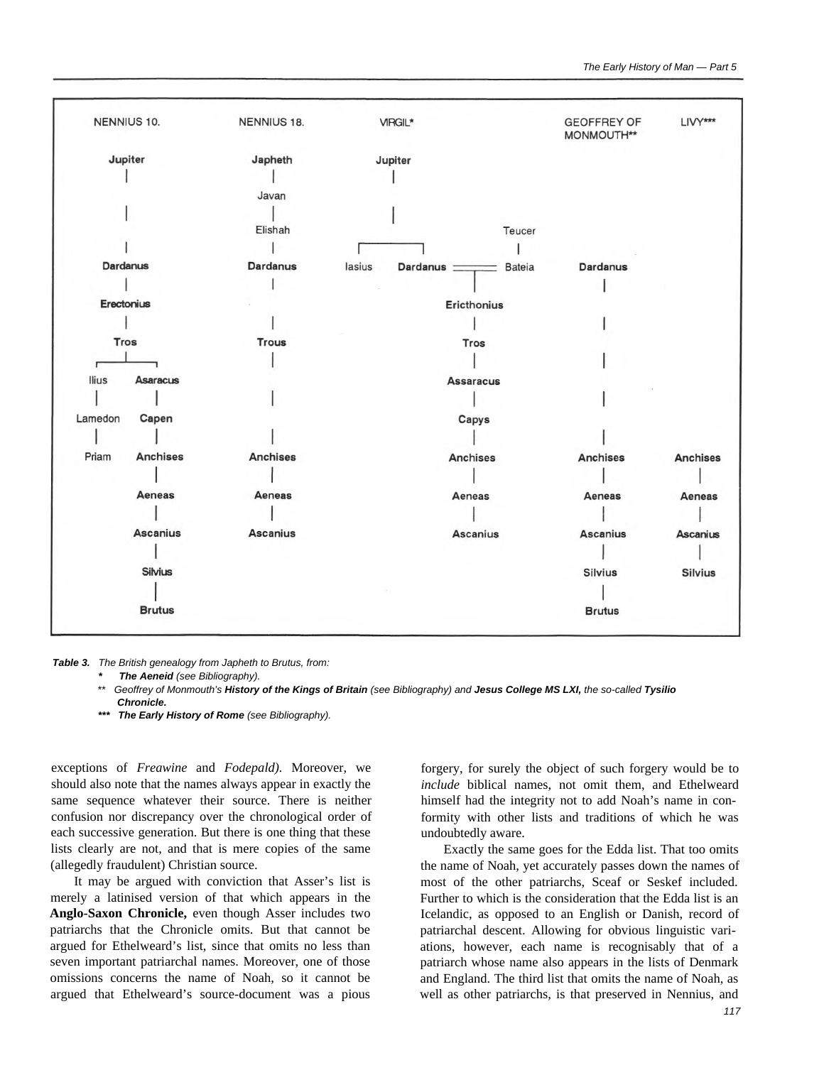| NENNIUS 10. | | NENNIUS 18. | VIRGIL* | GEOFFREY OF MONMOUTH** | LIVY*** |
|---|---|---|---|---|---|
| | Jupiter | Japheth | Jupiter | | |
| | | Javan | | | |
| | | Elishah | Teucer | | |
| | Dardanus | Dardanus | Iasius, Dardanus = Bateia | Dardanus | |
| | Erectonius | | Ericthonius | | |
| | Tros | Trous | Tros | | |
| Ilius | Asaracus | | Assaracus | | |
| Lamedon | Capen | | Capys | | |
| Priam | Anchises | Anchises | Anchises | Anchises | Anchises |
| | Aeneas | Aeneas | Aeneas | Aeneas | Aeneas |
| | Ascanius | Ascanius | Ascanius | Ascanius | Ascanius |
| | Silvius | | | Silvius | Silvius |
| | Brutus | | | Brutus | |

***Table 3.*** *The British genealogy from Japheth to Brutus, from:*

\* ***The Aeneid*** *(see Bibliography).*

\*\* *Geoffrey of Monmouth's* ***History of the Kings of Britain*** *(see Bibliography) and* ***Jesus College MS LXI,*** *the so-called* ***Tysilio Chronicle.***

\*\*\* ***The Early History of Rome*** *(see Bibliography).*

exceptions of *Freawine* and *Fodepald).* Moreover, we should also note that the names always appear in exactly the same sequence whatever their source. There is neither confusion nor discrepancy over the chronological order of each successive generation. But there is one thing that these lists clearly are not, and that is mere copies of the same (allegedly fraudulent) Christian source.

It may be argued with conviction that Asser's list is merely a latinised version of that which appears in the **Anglo-Saxon Chronicle,** even though Asser includes two patriarchs that the Chronicle omits. But that cannot be argued for Ethelweard's list, since that omits no less than seven important patriarchal names. Moreover, one of those omissions concerns the name of Noah, so it cannot be argued that Ethelweard's source-document was a pious forgery, for surely the object of such forgery would be to *include* biblical names, not omit them, and Ethelweard himself had the integrity not to add Noah's name in conformity with other lists and traditions of which he was undoubtedly aware.

Exactly the same goes for the Edda list. That too omits the name of Noah, yet accurately passes down the names of most of the other patriarchs, Sceaf or Seskef included. Further to which is the consideration that the Edda list is an Icelandic, as opposed to an English or Danish, record of patriarchal descent. Allowing for obvious linguistic variations, however, each name is recognisably that of a patriarch whose name also appears in the lists of Denmark and England. The third list that omits the name of Noah, as well as other patriarchs, is that preserved in Nennius, and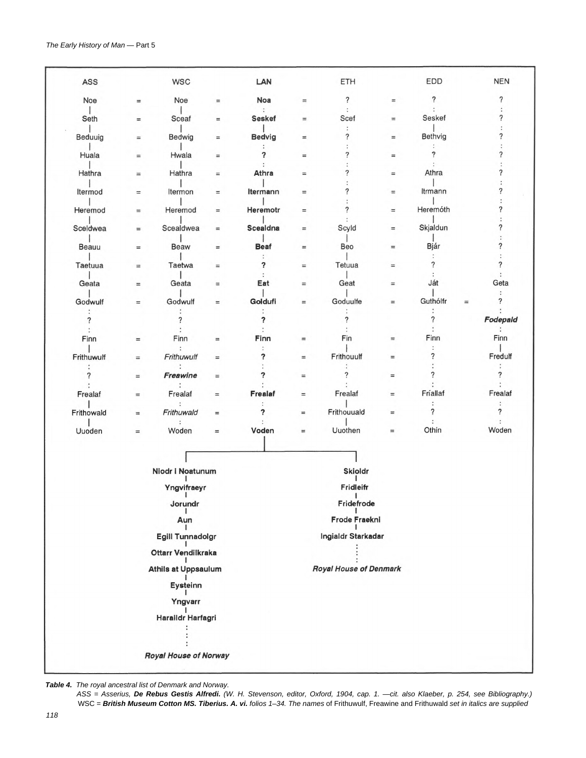| ASS | | WSC | | LAN | | ETH | | EDD | | NEN |
|---|---|---|---|---|---|---|---|---|---|---|
| Noe | = | Noe | = | **Noa** | = | ? | = | ? | | ? |
| Seth | = | Sceaf | = | **Seskef** | = | Scef | = | Seskef | | ? |
| Beduuig | = | Bedwig | = | **Bedvig** | = | ? | = | Bethvig | | ? |
| Huala | = | Hwala | = | **?** | = | ? | = | ? | | ? |
| Hathra | = | Hathra | = | **Athra** | = | ? | = | Athra | | ? |
| Itermod | = | Itermon | = | **Itermann** | = | ? | = | Itrmann | | ? |
| Heremod | = | Heremod | = | **Heremotr** | = | ? | = | Heremóth | | ? |
| Sceldwea | = | Scealdwea | = | **Scealdna** | = | Scyld | = | Skjaldun | | ? |
| Beauu | = | Beaw | = | **Beaf** | = | Beo | = | Bjár | | ? |
| Taetuua | = | Taetwa | = | **?** | = | Tetuua | = | ? | | ? |
| Geata | = | Geata | = | **Eat** | = | Geat | = | Ját | | Geta |
| Godwulf | = | Godwulf | = | **Goldufi** | = | Goduulfe | = | Guthólfr | = | ? |
| ? | | ? | | **?** | | ? | | ? | | ***Fodepald*** |
| Finn | = | Finn | = | **Finn** | = | Fin | = | Finn | | Finn |
| Frithuwulf | = | *Frithuwulf* | = | **?** | = | Frithouulf | = | ? | | Fredulf |
| ? | = | ***Freawine*** | = | **?** | = | ? | = | ? | | ? |
| Frealaf | = | Frealaf | = | **Frealaf** | = | Frealaf | = | Fríallaf | | Frealaf |
| Frithowald | = | *Frithuwald* | = | **?** | = | Frithouuald | = | ? | | ? |
| Uuoden | = | Woden | = | **Voden** | = | Uuothen | = | Othin | | Woden |

**Voden** → two lines:

**Niodr i Noatunum** → **Yngvifraeyr** → **Jorundr** → **Aun** → **Egill Tunnadolgr** → **Ottarr Vendilkraka** → **Athils at Uppsaulum** → **Eysteinn** → **Yngvarr** → **Haralldr Harfagri** ⋮ ***Royal House of Norway***

**Skioldr** → **Fridleifr** → **Fridefrode** → **Frode Fraeknl** → **Ingialdr Starkadar** ⋮ ***Royal House of Denmark***

***Table 4.*** *The royal ancestral list of Denmark and Norway.*
*ASS = Asserius,* ***De Rebus Gestis Alfredi.*** *(W. H. Stevenson, editor, Oxford, 1904, cap. 1. —cit. also Klaeber, p. 254, see Bibliography.)*
WSC = ***British Museum Cotton MS. Tiberius. A. vi.*** *folios 1–34. The names* of Frithuwulf, Freawine and Frithuwald *set in italics are supplied*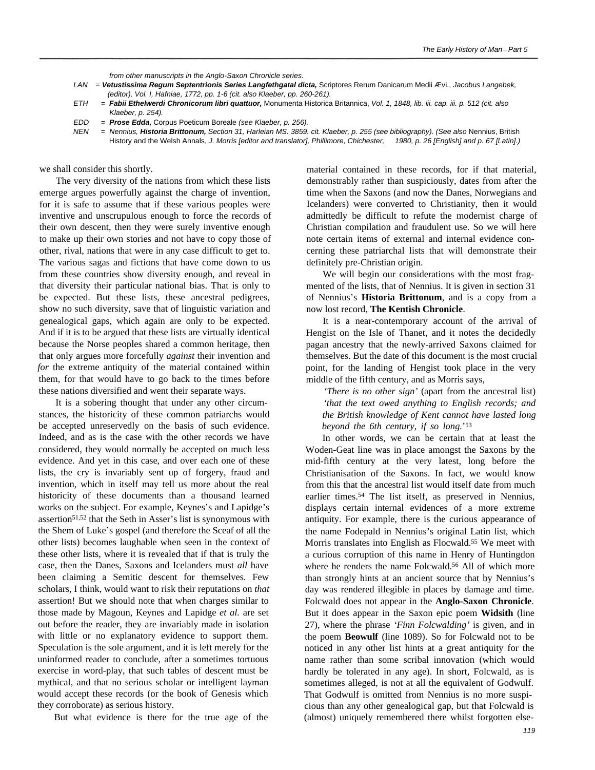*from other manuscripts in the Anglo-Saxon Chronicle series.*

LAN = ***Vetustissima Regum Septentrionis Series Langfethgatal dicta,*** Scriptores Rerum Danicarum Medii Ævi., *Jacobus Langebek, (editor), Vol. I, Hafniae, 1772, pp. 1-6 (cit. also Klaeber, pp. 260-261).*

ETH = ***Fabii Ethelwerdi Chronicorum libri quattuor,*** Monumenta Historica Britannica, *Vol. 1, 1848, lib. iii. cap. iii. p. 512 (cit. also Klaeber, p. 254).*

EDD = ***Prose Edda,*** Corpus Poeticum Boreale *(see Klaeber, p. 256).*

NEN = *Nennius,* ***Historia Brittonum,*** *Section 31, Harleian MS. 3859. cit. Klaeber, p. 255 (see bibliography). (See also* Nennius, British History and the Welsh Annals, *J. Morris [editor and translator], Phillimore, Chichester, 1980, p. 26 [English] and p. 67 [Latin].)*

we shall consider this shortly.

The very diversity of the nations from which these lists emerge argues powerfully against the charge of invention, for it is safe to assume that if these various peoples were inventive and unscrupulous enough to force the records of their own descent, then they were surely inventive enough to make up their own stories and not have to copy those of other, rival, nations that were in any case difficult to get to. The various sagas and fictions that have come down to us from these countries show diversity enough, and reveal in that diversity their particular national bias. That is only to be expected. But these lists, these ancestral pedigrees, show no such diversity, save that of linguistic variation and genealogical gaps, which again are only to be expected. And if it is to be argued that these lists are virtually identical because the Norse peoples shared a common heritage, then that only argues more forcefully *against* their invention and *for* the extreme antiquity of the material contained within them, for that would have to go back to the times before these nations diversified and went their separate ways.

It is a sobering thought that under any other circumstances, the historicity of these common patriarchs would be accepted unreservedly on the basis of such evidence. Indeed, and as is the case with the other records we have considered, they would normally be accepted on much less evidence. And yet in this case, and over each one of these lists, the cry is invariably sent up of forgery, fraud and invention, which in itself may tell us more about the real historicity of these documents than a thousand learned works on the subject. For example, Keynes's and Lapidge's assertion[51,52] that the Seth in Asser's list is synonymous with the Shem of Luke's gospel (and therefore the Sceaf of all the other lists) becomes laughable when seen in the context of these other lists, where it is revealed that if that is truly the case, then the Danes, Saxons and Icelanders must *all* have been claiming a Semitic descent for themselves. Few scholars, I think, would want to risk their reputations on *that* assertion! But we should note that when charges similar to those made by Magoun, Keynes and Lapidge *et al.* are set out before the reader, they are invariably made in isolation with little or no explanatory evidence to support them. Speculation is the sole argument, and it is left merely for the uninformed reader to conclude, after a sometimes tortuous exercise in word-play, that such tables of descent must be mythical, and that no serious scholar or intelligent layman would accept these records (or the book of Genesis which they corroborate) as serious history.

But what evidence is there for the true age of the material contained in these records, for if that material, demonstrably rather than suspiciously, dates from after the time when the Saxons (and now the Danes, Norwegians and Icelanders) were converted to Christianity, then it would admittedly be difficult to refute the modernist charge of Christian compilation and fraudulent use. So we will here note certain items of external and internal evidence concerning these patriarchal lists that will demonstrate their definitely pre-Christian origin.

We will begin our considerations with the most fragmented of the lists, that of Nennius. It is given in section 31 of Nennius's **Historia Brittonum**, and is a copy from a now lost record, **The Kentish Chronicle**.

It is a near-contemporary account of the arrival of Hengist on the Isle of Thanet, and it notes the decidedly pagan ancestry that the newly-arrived Saxons claimed for themselves. But the date of this document is the most crucial point, for the landing of Hengist took place in the very middle of the fifth century, and as Morris says,

> *'There is no other sign'* (apart from the ancestral list) *'that the text owed anything to English records; and the British knowledge of Kent cannot have lasted long beyond the 6th century, if so long.'*[53]

In other words, we can be certain that at least the Woden-Geat line was in place amongst the Saxons by the mid-fifth century at the very latest, long before the Christianisation of the Saxons. In fact, we would know from this that the ancestral list would itself date from much earlier times.[54] The list itself, as preserved in Nennius, displays certain internal evidences of a more extreme antiquity. For example, there is the curious appearance of the name Fodepald in Nennius's original Latin list, which Morris translates into English as Flocwald.[55] We meet with a curious corruption of this name in Henry of Huntingdon where he renders the name Folcwald.[56] All of which more than strongly hints at an ancient source that by Nennius's day was rendered illegible in places by damage and time. Folcwald does not appear in the **Anglo-Saxon Chronicle**. But it does appear in the Saxon epic poem **Widsith** (line 27), where the phrase *'Finn Folcwalding'* is given, and in the poem **Beowulf** (line 1089). So for Folcwald not to be noticed in any other list hints at a great antiquity for the name rather than some scribal innovation (which would hardly be tolerated in any age). In short, Folcwald, as is sometimes alleged, is not at all the equivalent of Godwulf. That Godwulf is omitted from Nennius is no more suspicious than any other genealogical gap, but that Folcwald is (almost) uniquely remembered there whilst forgotten else-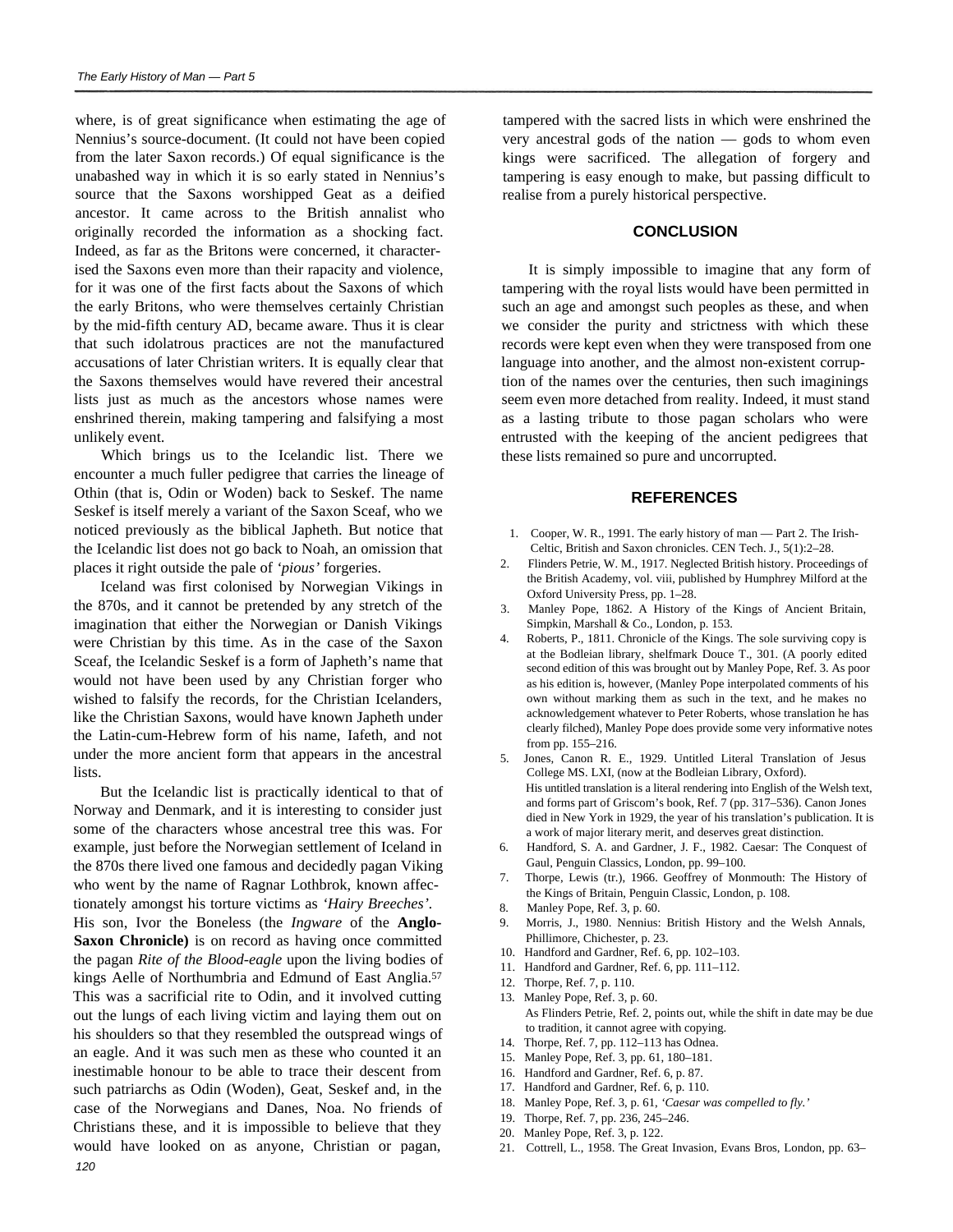where, is of great significance when estimating the age of Nennius's source-document. (It could not have been copied from the later Saxon records.) Of equal significance is the unabashed way in which it is so early stated in Nennius's source that the Saxons worshipped Geat as a deified ancestor. It came across to the British annalist who originally recorded the information as a shocking fact. Indeed, as far as the Britons were concerned, it characterised the Saxons even more than their rapacity and violence, for it was one of the first facts about the Saxons of which the early Britons, who were themselves certainly Christian by the mid-fifth century AD, became aware. Thus it is clear that such idolatrous practices are not the manufactured accusations of later Christian writers. It is equally clear that the Saxons themselves would have revered their ancestral lists just as much as the ancestors whose names were enshrined therein, making tampering and falsifying a most unlikely event.

Which brings us to the Icelandic list. There we encounter a much fuller pedigree that carries the lineage of Othin (that is, Odin or Woden) back to Seskef. The name Seskef is itself merely a variant of the Saxon Sceaf, who we noticed previously as the biblical Japheth. But notice that the Icelandic list does not go back to Noah, an omission that places it right outside the pale of *'pious'* forgeries.

Iceland was first colonised by Norwegian Vikings in the 870s, and it cannot be pretended by any stretch of the imagination that either the Norwegian or Danish Vikings were Christian by this time. As in the case of the Saxon Sceaf, the Icelandic Seskef is a form of Japheth's name that would not have been used by any Christian forger who wished to falsify the records, for the Christian Icelanders, like the Christian Saxons, would have known Japheth under the Latin-cum-Hebrew form of his name, Iafeth, and not under the more ancient form that appears in the ancestral lists.

But the Icelandic list is practically identical to that of Norway and Denmark, and it is interesting to consider just some of the characters whose ancestral tree this was. For example, just before the Norwegian settlement of Iceland in the 870s there lived one famous and decidedly pagan Viking who went by the name of Ragnar Lothbrok, known affectionately amongst his torture victims as *'Hairy Breeches'*. His son, Ivor the Boneless (the *Ingware* of the **Anglo-Saxon Chronicle)** is on record as having once committed the pagan *Rite of the Blood-eagle* upon the living bodies of kings Aelle of Northumbria and Edmund of East Anglia.[57] This was a sacrificial rite to Odin, and it involved cutting out the lungs of each living victim and laying them out on his shoulders so that they resembled the outspread wings of an eagle. And it was such men as these who counted it an inestimable honour to be able to trace their descent from such patriarchs as Odin (Woden), Geat, Seskef and, in the case of the Norwegians and Danes, Noa. No friends of Christians these, and it is impossible to believe that they would have looked on as anyone, Christian or pagan, tampered with the sacred lists in which were enshrined the very ancestral gods of the nation — gods to whom even kings were sacrificed. The allegation of forgery and tampering is easy enough to make, but passing difficult to realise from a purely historical perspective.

## CONCLUSION

It is simply impossible to imagine that any form of tampering with the royal lists would have been permitted in such an age and amongst such peoples as these, and when we consider the purity and strictness with which these records were kept even when they were transposed from one language into another, and the almost non-existent corruption of the names over the centuries, then such imaginings seem even more detached from reality. Indeed, it must stand as a lasting tribute to those pagan scholars who were entrusted with the keeping of the ancient pedigrees that these lists remained so pure and uncorrupted.

## REFERENCES

1. Cooper, W. R., 1991. The early history of man — Part 2. The Irish-Celtic, British and Saxon chronicles. CEN Tech. J., 5(1):2–28.
2. Flinders Petrie, W. M., 1917. Neglected British history. Proceedings of the British Academy, vol. viii, published by Humphrey Milford at the Oxford University Press, pp. 1–28.
3. Manley Pope, 1862. A History of the Kings of Ancient Britain, Simpkin, Marshall & Co., London, p. 153.
4. Roberts, P., 1811. Chronicle of the Kings. The sole surviving copy is at the Bodleian library, shelfmark Douce T., 301. (A poorly edited second edition of this was brought out by Manley Pope, Ref. 3. As poor as his edition is, however, (Manley Pope interpolated comments of his own without marking them as such in the text, and he makes no acknowledgement whatever to Peter Roberts, whose translation he has clearly filched), Manley Pope does provide some very informative notes from pp. 155–216.
5. Jones, Canon R. E., 1929. Untitled Literal Translation of Jesus College MS. LXI, (now at the Bodleian Library, Oxford). His untitled translation is a literal rendering into English of the Welsh text, and forms part of Griscom's book, Ref. 7 (pp. 317–536). Canon Jones died in New York in 1929, the year of his translation's publication. It is a work of major literary merit, and deserves great distinction.
6. Handford, S. A. and Gardner, J. F., 1982. Caesar: The Conquest of Gaul, Penguin Classics, London, pp. 99–100.
7. Thorpe, Lewis (tr.), 1966. Geoffrey of Monmouth: The History of the Kings of Britain, Penguin Classic, London, p. 108.
8. Manley Pope, Ref. 3, p. 60.
9. Morris, J., 1980. Nennius: British History and the Welsh Annals, Phillimore, Chichester, p. 23.
10. Handford and Gardner, Ref. 6, pp. 102–103.
11. Handford and Gardner, Ref. 6, pp. 111–112.
12. Thorpe, Ref. 7, p. 110.
13. Manley Pope, Ref. 3, p. 60. As Flinders Petrie, Ref. 2, points out, while the shift in date may be due to tradition, it cannot agree with copying.
14. Thorpe, Ref. 7, pp. 112–113 has Odnea.
15. Manley Pope, Ref. 3, pp. 61, 180–181.
16. Handford and Gardner, Ref. 6, p. 87.
17. Handford and Gardner, Ref. 6, p. 110.
18. Manley Pope, Ref. 3, p. 61, *'Caesar was compelled to fly.'*
19. Thorpe, Ref. 7, pp. 236, 245–246.
20. Manley Pope, Ref. 3, p. 122.
21. Cottrell, L., 1958. The Great Invasion, Evans Bros, London, pp. 63–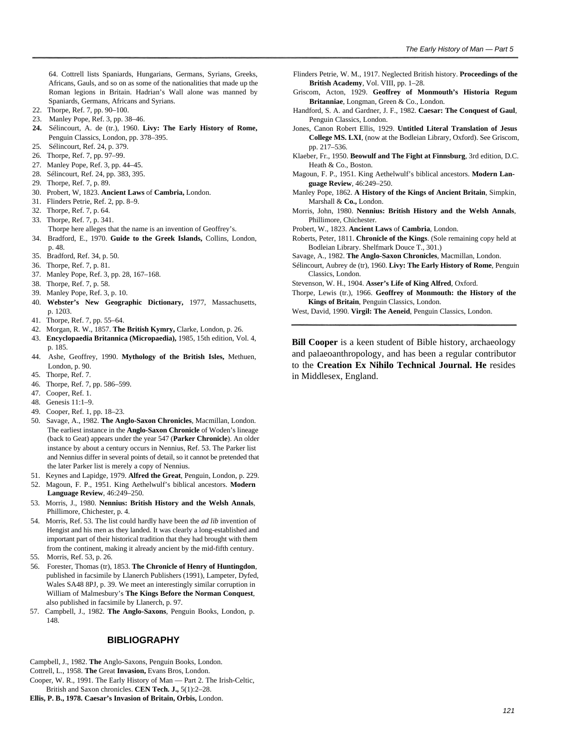64. Cottrell lists Spaniards, Hungarians, Germans, Syrians, Greeks, Africans, Gauls, and so on as some of the nationalities that made up the Roman legions in Britain. Hadrian's Wall alone was manned by Spaniards, Germans, Africans and Syrians.

22. Thorpe, Ref. 7, pp. 90–100.
23. Manley Pope, Ref. 3, pp. 38–46.
24. Sélincourt, A. de (tr.), 1960. **Livy: The Early History of Rome,** Penguin Classics, London, pp. 378–395.
25. Sélincourt, Ref. 24, p. 379.
26. Thorpe, Ref. 7, pp. 97–99.
27. Manley Pope, Ref. 3, pp. 44–45.
28. Sélincourt, Ref. 24, pp. 383, 395.
29. Thorpe, Ref. 7, p. 89.
30. Probert, W, 1823. **Ancient Laws** of **Cambria,** London.
31. Flinders Petrie, Ref. 2, pp. 8–9.
32. Thorpe, Ref. 7, p. 64.
33. Thorpe, Ref. 7, p. 341. Thorpe here alleges that the name is an invention of Geoffrey's.
34. Bradford, E., 1970. **Guide to the Greek Islands,** Collins, London, p. 48.
35. Bradford, Ref. 34, p. 50.
36. Thorpe, Ref. 7, p. 81.
37. Manley Pope, Ref. 3, pp. 28, 167–168.
38. Thorpe, Ref. 7, p. 58.
39. Manley Pope, Ref. 3, p. 10.
40. **Webster's New Geographic Dictionary,** 1977, Massachusetts, p. 1203.
41. Thorpe, Ref. 7, pp. 55–64.
42. Morgan, R. W., 1857. **The British Kymry,** Clarke, London, p. 26.
43. **Encyclopaedia Britannica (Micropaedia),** 1985, 15th edition, Vol. 4, p. 185.
44. Ashe, Geoffrey, 1990. **Mythology of the British Isles,** Methuen, London, p. 90.
45. Thorpe, Ref. 7.
46. Thorpe, Ref. 7, pp. 586–599.
47. Cooper, Ref. 1.
48. Genesis 11:1–9.
49. Cooper, Ref. 1, pp. 18–23.
50. Savage, A., 1982. **The Anglo-Saxon Chronicles**, Macmillan, London. The earliest instance in the **Anglo-Saxon Chronicle** of Woden's lineage (back to Geat) appears under the year 547 (**Parker Chronicle**). An older instance by about a century occurs in Nennius, Ref. 53. The Parker list and Nennius differ in several points of detail, so it cannot be pretended that the later Parker list is merely a copy of Nennius.
51. Keynes and Lapidge, 1979. **Alfred the Great**, Penguin, London, p. 229.
52. Magoun, F. P., 1951. King Aethelwulf's biblical ancestors. **Modern Language Review**, 46:249–250.
53. Morris, J., 1980. **Nennius: British History and the Welsh Annals**, Phillimore, Chichester, p. 4.
54. Morris, Ref. 53. The list could hardly have been the *ad lib* invention of Hengist and his men as they landed. It was clearly a long-established and important part of their historical tradition that they had brought with them from the continent, making it already ancient by the mid-fifth century.
55. Morris, Ref. 53, p. 26.
56. Forester, Thomas (tr), 1853. **The Chronicle of Henry of Huntingdon**, published in facsimile by Llanerch Publishers (1991), Lampeter, Dyfed, Wales SA48 8PJ, p. 39. We meet an interestingly similar corruption in William of Malmesbury's **The Kings Before the Norman Conquest**, also published in facsimile by Llanerch, p. 97.
57. Campbell, J., 1982. **The Anglo-Saxons**, Penguin Books, London, p. 148.

## BIBLIOGRAPHY

Campbell, J., 1982. **The** Anglo-Saxons, Penguin Books, London.

Cottrell, L., 1958. **The** Great **Invasion,** Evans Bros, London.

Cooper, W. R., 1991. The Early History of Man — Part 2. The Irish-Celtic, British and Saxon chronicles. **CEN Tech. J.,** 5(1):2–28.

**Ellis, P. B., 1978. Caesar's Invasion of Britain, Orbis,** London.

Flinders Petrie, W. M., 1917. Neglected British history. **Proceedings of the British Academy**, Vol. VIII, pp. 1–28.

Griscom, Acton, 1929. **Geoffrey of Monmouth's Historia Regum Britanniae**, Longman, Green & Co., London.

Handford, S. A. and Gardner, J. F., 1982. **Caesar: The Conquest of Gaul**, Penguin Classics, London.

Jones, Canon Robert Ellis, 1929. **Untitled Literal Translation of Jesus College MS. LXI**, (now at the Bodleian Library, Oxford). See Griscom, pp. 217–536.

Klaeber, Fr., 1950. **Beowulf and The Fight at Finnsburg**, 3rd edition, D.C. Heath & Co., Boston.

Magoun, F. P., 1951. King Aethelwulf's biblical ancestors. **Modern Language Review**, 46:249–250.

Manley Pope, 1862. **A History of the Kings of Ancient Britain**, Simpkin, Marshall & **Co.,** London.

Morris, John, 1980. **Nennius: British History and the Welsh Annals**, Phillimore, Chichester.

Probert, W., 1823. **Ancient Laws** of **Cambria**, London.

Roberts, Peter, 1811. **Chronicle of the Kings**. (Sole remaining copy held at Bodleian Library. Shelfmark Douce T., 301.)

Savage, A., 1982. **The Anglo-Saxon Chronicles**, Macmillan, London.

Sélincourt, Aubrey de (tr), 1960. **Livy: The Early History of Rome**, Penguin Classics, London.

Stevenson, W. H., 1904. **Asser's Life of King Alfred**, Oxford.

Thorpe, Lewis (tr.), 1966. **Geoffrey of Monmouth: the History of the Kings of Britain**, Penguin Classics, London.

West, David, 1990. **Virgil: The Aeneid**, Penguin Classics, London.

---

**Bill Cooper** is a keen student of Bible history, archaeology and palaeoanthropology, and has been a regular contributor to the **Creation Ex Nihilo Technical Journal. He** resides in Middlesex, England.